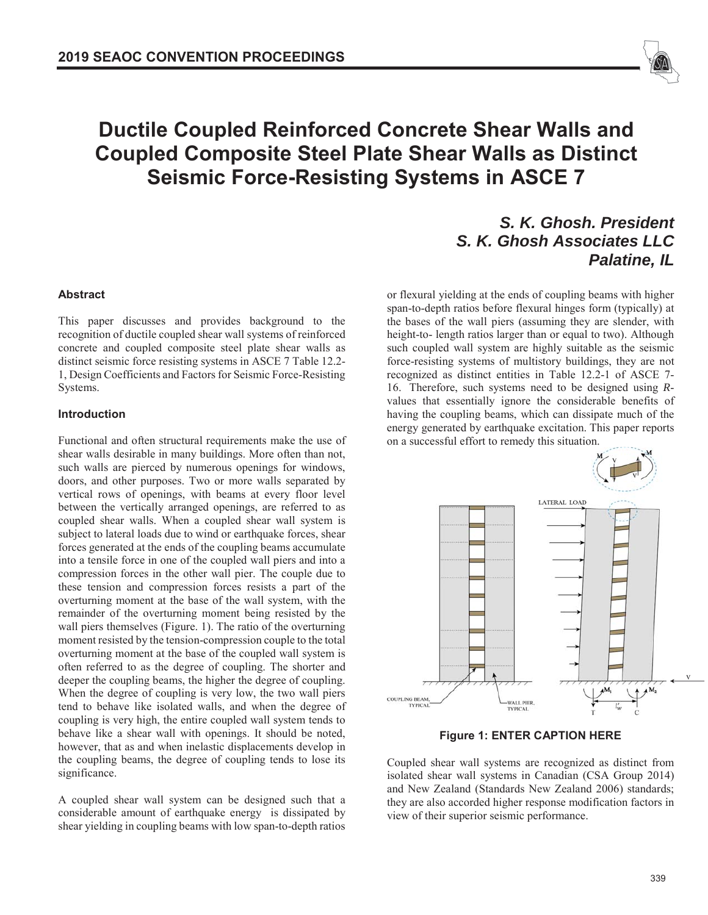# Ductile Coupled Reinforced Concrete Shear Walls and Coupled Composite Steel Plate Shear Walls as Distinct Seismic Force-Resisting Systems in ASCE 7

***S. K. Ghosh. President***
***S. K. Ghosh Associates LLC***
***Palatine, IL***

### Abstract

This paper discusses and provides background to the recognition of ductile coupled shear wall systems of reinforced concrete and coupled composite steel plate shear walls as distinct seismic force resisting systems in ASCE 7 Table 12.2-1, Design Coefficients and Factors for Seismic Force-Resisting Systems.

### Introduction

Functional and often structural requirements make the use of shear walls desirable in many buildings. More often than not, such walls are pierced by numerous openings for windows, doors, and other purposes. Two or more walls separated by vertical rows of openings, with beams at every floor level between the vertically arranged openings, are referred to as coupled shear walls. When a coupled shear wall system is subject to lateral loads due to wind or earthquake forces, shear forces generated at the ends of the coupling beams accumulate into a tensile force in one of the coupled wall piers and into a compression forces in the other wall pier. The couple due to these tension and compression forces resists a part of the overturning moment at the base of the wall system, with the remainder of the overturning moment being resisted by the wall piers themselves (Figure. 1). The ratio of the overturning moment resisted by the tension-compression couple to the total overturning moment at the base of the coupled wall system is often referred to as the degree of coupling. The shorter and deeper the coupling beams, the higher the degree of coupling. When the degree of coupling is very low, the two wall piers tend to behave like isolated walls, and when the degree of coupling is very high, the entire coupled wall system tends to behave like a shear wall with openings. It should be noted, however, that as and when inelastic displacements develop in the coupling beams, the degree of coupling tends to lose its significance.

A coupled shear wall system can be designed such that a considerable amount of earthquake energy is dissipated by shear yielding in coupling beams with low span-to-depth ratios or flexural yielding at the ends of coupling beams with higher span-to-depth ratios before flexural hinges form (typically) at the bases of the wall piers (assuming they are slender, with height-to- length ratios larger than or equal to two). Although such coupled wall system are highly suitable as the seismic force-resisting systems of multistory buildings, they are not recognized as distinct entities in Table 12.2-1 of ASCE 7-16. Therefore, such systems need to be designed using *R*-values that essentially ignore the considerable benefits of having the coupling beams, which can dissipate much of the energy generated by earthquake excitation. This paper reports on a successful effort to remedy this situation.

M
V
V
M
LATERAL LOAD
COUPLING BEAM, TYPICAL
WALL PIER, TYPICAL
$M_1$
$M_2$
T
$l'_w$
C
V

**Figure 1: ENTER CAPTION HERE**

Coupled shear wall systems are recognized as distinct from isolated shear wall systems in Canadian (CSA Group 2014) and New Zealand (Standards New Zealand 2006) standards; they are also accorded higher response modification factors in view of their superior seismic performance.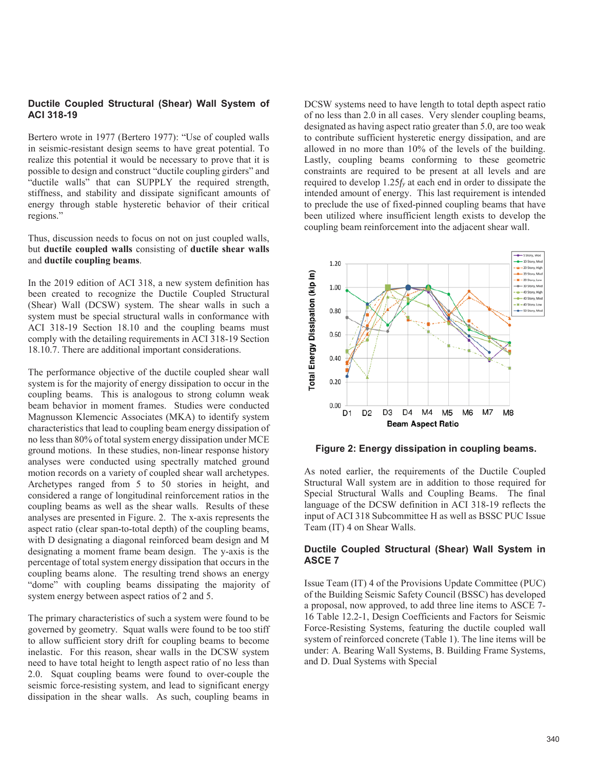## Ductile Coupled Structural (Shear) Wall System of ACI 318-19

Bertero wrote in 1977 (Bertero 1977): "Use of coupled walls in seismic-resistant design seems to have great potential. To realize this potential it would be necessary to prove that it is possible to design and construct "ductile coupling girders" and "ductile walls" that can SUPPLY the required strength, stiffness, and stability and dissipate significant amounts of energy through stable hysteretic behavior of their critical regions."

Thus, discussion needs to focus on not on just coupled walls, but **ductile coupled walls** consisting of **ductile shear walls** and **ductile coupling beams**.

In the 2019 edition of ACI 318, a new system definition has been created to recognize the Ductile Coupled Structural (Shear) Wall (DCSW) system. The shear walls in such a system must be special structural walls in conformance with ACI 318-19 Section 18.10 and the coupling beams must comply with the detailing requirements in ACI 318-19 Section 18.10.7. There are additional important considerations.

The performance objective of the ductile coupled shear wall system is for the majority of energy dissipation to occur in the coupling beams. This is analogous to strong column weak beam behavior in moment frames. Studies were conducted Magnusson Klemencic Associates (MKA) to identify system characteristics that lead to coupling beam energy dissipation of no less than 80% of total system energy dissipation under MCE ground motions. In these studies, non-linear response history analyses were conducted using spectrally matched ground motion records on a variety of coupled shear wall archetypes. Archetypes ranged from 5 to 50 stories in height, and considered a range of longitudinal reinforcement ratios in the coupling beams as well as the shear walls. Results of these analyses are presented in Figure. 2. The x-axis represents the aspect ratio (clear span-to-total depth) of the coupling beams, with D designating a diagonal reinforced beam design and M designating a moment frame beam design. The y-axis is the percentage of total system energy dissipation that occurs in the coupling beams alone. The resulting trend shows an energy "dome" with coupling beams dissipating the majority of system energy between aspect ratios of 2 and 5.

The primary characteristics of such a system were found to be governed by geometry. Squat walls were found to be too stiff to allow sufficient story drift for coupling beams to become inelastic. For this reason, shear walls in the DCSW system need to have total height to length aspect ratio of no less than 2.0. Squat coupling beams were found to over-couple the seismic force-resisting system, and lead to significant energy dissipation in the shear walls. As such, coupling beams in DCSW systems need to have length to total depth aspect ratio of no less than 2.0 in all cases. Very slender coupling beams, designated as having aspect ratio greater than 5.0, are too weak to contribute sufficient hysteretic energy dissipation, and are allowed in no more than 10% of the levels of the building. Lastly, coupling beams conforming to these geometric constraints are required to be present at all levels and are required to develop $1.25f_y$ at each end in order to dissipate the intended amount of energy. This last requirement is intended to preclude the use of fixed-pinned coupling beams that have been utilized where insufficient length exists to develop the coupling beam reinforcement into the adjacent shear wall.

Total Energy Dissipation (kip in)
1.20
1.00
0.80
0.60
0.40
0.20
0.00
D1 D2 D3 D4 M4 M5 M6 M7 M8
Beam Aspect Ratio
5 Story, Mod
10 Story, Med
20 Story, High
20 Story, Med
20 Story, Low
30 Story, Med
40 Story, High
40 Story, Med
40 Story, Low
50 Story, Med

**Figure 2: Energy dissipation in coupling beams.**

As noted earlier, the requirements of the Ductile Coupled Structural Wall system are in addition to those required for Special Structural Walls and Coupling Beams. The final language of the DCSW definition in ACI 318-19 reflects the input of ACI 318 Subcommittee H as well as BSSC PUC Issue Team (IT) 4 on Shear Walls.

## Ductile Coupled Structural (Shear) Wall System in ASCE 7

Issue Team (IT) 4 of the Provisions Update Committee (PUC) of the Building Seismic Safety Council (BSSC) has developed a proposal, now approved, to add three line items to ASCE 7-16 Table 12.2-1, Design Coefficients and Factors for Seismic Force-Resisting Systems, featuring the ductile coupled wall system of reinforced concrete (Table 1). The line items will be under: A. Bearing Wall Systems, B. Building Frame Systems, and D. Dual Systems with Special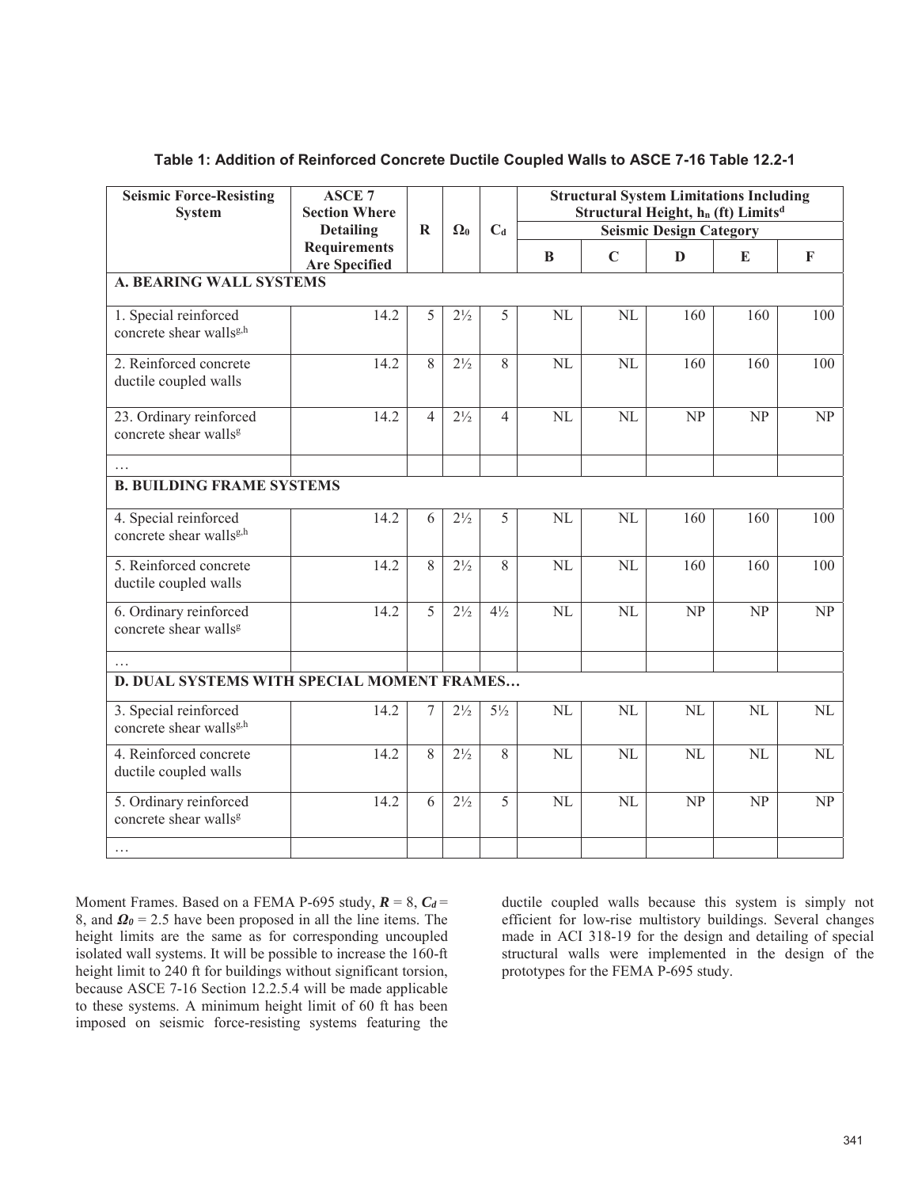**Table 1: Addition of Reinforced Concrete Ductile Coupled Walls to ASCE 7-16 Table 12.2-1**

| Seismic Force-Resisting System | ASCE 7 Section Where Detailing Requirements Are Specified | R | $\Omega_0$ | $C_d$ | Structural System Limitations Including Structural Height, $h_n$ (ft) Limits[d] | | | | |
|---|---|---|---|---|---|---|---|---|---|
| | | | | | Seismic Design Category | | | | |
| | | | | | B | C | D | E | F |
| **A. BEARING WALL SYSTEMS** | | | | | | | | | |
| 1. Special reinforced concrete shear walls[g,h] | 14.2 | 5 | 2½ | 5 | NL | NL | 160 | 160 | 100 |
| 2. Reinforced concrete ductile coupled walls | 14.2 | 8 | 2½ | 8 | NL | NL | 160 | 160 | 100 |
| 23. Ordinary reinforced concrete shear walls[g] | 14.2 | 4 | 2½ | 4 | NL | NL | NP | NP | NP |
| … | | | | | | | | | |
| **B. BUILDING FRAME SYSTEMS** | | | | | | | | | |
| 4. Special reinforced concrete shear walls[g,h] | 14.2 | 6 | 2½ | 5 | NL | NL | 160 | 160 | 100 |
| 5. Reinforced concrete ductile coupled walls | 14.2 | 8 | 2½ | 8 | NL | NL | 160 | 160 | 100 |
| 6. Ordinary reinforced concrete shear walls[g] | 14.2 | 5 | 2½ | 4½ | NL | NL | NP | NP | NP |
| … | | | | | | | | | |
| **D. DUAL SYSTEMS WITH SPECIAL MOMENT FRAMES…** | | | | | | | | | |
| 3. Special reinforced concrete shear walls[g,h] | 14.2 | 7 | 2½ | 5½ | NL | NL | NL | NL | NL |
| 4. Reinforced concrete ductile coupled walls | 14.2 | 8 | 2½ | 8 | NL | NL | NL | NL | NL |
| 5. Ordinary reinforced concrete shear walls[g] | 14.2 | 6 | 2½ | 5 | NL | NL | NP | NP | NP |
| … | | | | | | | | | |

Moment Frames. Based on a FEMA P-695 study, $R$ = 8, $C_d$ = 8, and $\Omega_0$ = 2.5 have been proposed in all the line items. The height limits are the same as for corresponding uncoupled isolated wall systems. It will be possible to increase the 160-ft height limit to 240 ft for buildings without significant torsion, because ASCE 7-16 Section 12.2.5.4 will be made applicable to these systems. A minimum height limit of 60 ft has been imposed on seismic force-resisting systems featuring the ductile coupled walls because this system is simply not efficient for low-rise multistory buildings. Several changes made in ACI 318-19 for the design and detailing of special structural walls were implemented in the design of the prototypes for the FEMA P-695 study.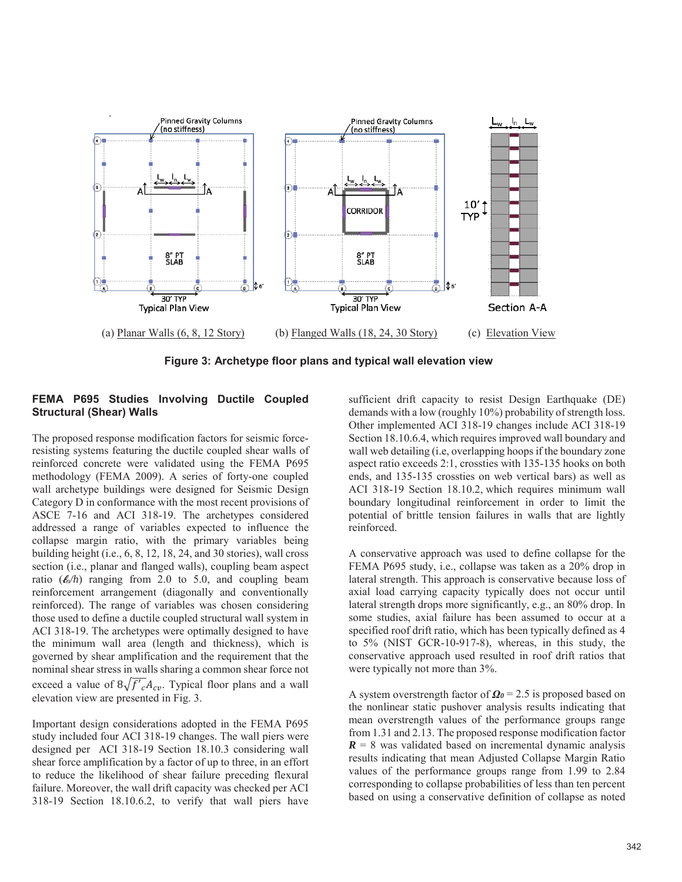Pinned Gravity Columns (no stiffness)

$L_w$ $l_n$ $L_w$

A A

8" PT SLAB

30' TYP

6'

Typical Plan View

Pinned Gravity Columns (no stiffness)

$L_w$ $l_n$ $L_w$

A A

CORRIDOR

8" PT SLAB

30' TYP

5'

Typical Plan View

$L_w$ $l_n$ $L_w$

10' TYP

Section A-A

(a) Planar Walls (6, 8, 12 Story) (b) Flanged Walls (18, 24, 30 Story) (c) Elevation View

**Figure 3: Archetype floor plans and typical wall elevation view**

## FEMA P695 Studies Involving Ductile Coupled Structural (Shear) Walls

The proposed response modification factors for seismic force-resisting systems featuring the ductile coupled shear walls of reinforced concrete were validated using the FEMA P695 methodology (FEMA 2009). A series of forty-one coupled wall archetype buildings were designed for Seismic Design Category D in conformance with the most recent provisions of ASCE 7-16 and ACI 318-19. The archetypes considered addressed a range of variables expected to influence the collapse margin ratio, with the primary variables being building height (i.e., 6, 8, 12, 18, 24, and 30 stories), wall cross section (i.e., planar and flanged walls), coupling beam aspect ratio ($\ell_n/h$) ranging from 2.0 to 5.0, and coupling beam reinforcement arrangement (diagonally and conventionally reinforced). The range of variables was chosen considering those used to define a ductile coupled structural wall system in ACI 318-19. The archetypes were optimally designed to have the minimum wall area (length and thickness), which is governed by shear amplification and the requirement that the nominal shear stress in walls sharing a common shear force not exceed a value of $8\sqrt{f'_c}A_{cv}$. Typical floor plans and a wall elevation view are presented in Fig. 3.

Important design considerations adopted in the FEMA P695 study included four ACI 318-19 changes. The wall piers were designed per ACI 318-19 Section 18.10.3 considering wall shear force amplification by a factor of up to three, in an effort to reduce the likelihood of shear failure preceding flexural failure. Moreover, the wall drift capacity was checked per ACI 318-19 Section 18.10.6.2, to verify that wall piers have sufficient drift capacity to resist Design Earthquake (DE) demands with a low (roughly 10%) probability of strength loss. Other implemented ACI 318-19 changes include ACI 318-19 Section 18.10.6.4, which requires improved wall boundary and wall web detailing (i.e, overlapping hoops if the boundary zone aspect ratio exceeds 2:1, crossties with 135-135 hooks on both ends, and 135-135 crossties on web vertical bars) as well as ACI 318-19 Section 18.10.2, which requires minimum wall boundary longitudinal reinforcement in order to limit the potential of brittle tension failures in walls that are lightly reinforced.

A conservative approach was used to define collapse for the FEMA P695 study, i.e., collapse was taken as a 20% drop in lateral strength. This approach is conservative because loss of axial load carrying capacity typically does not occur until lateral strength drops more significantly, e.g., an 80% drop. In some studies, axial failure has been assumed to occur at a specified roof drift ratio, which has been typically defined as 4 to 5% (NIST GCR-10-917-8), whereas, in this study, the conservative approach used resulted in roof drift ratios that were typically not more than 3%.

A system overstrength factor of $\boldsymbol{\Omega_0}$ = 2.5 is proposed based on the nonlinear static pushover analysis results indicating that mean overstrength values of the performance groups range from 1.31 and 2.13. The proposed response modification factor $\boldsymbol{R}$ = 8 was validated based on incremental dynamic analysis results indicating that mean Adjusted Collapse Margin Ratio values of the performance groups range from 1.99 to 2.84 corresponding to collapse probabilities of less than ten percent based on using a conservative definition of collapse as noted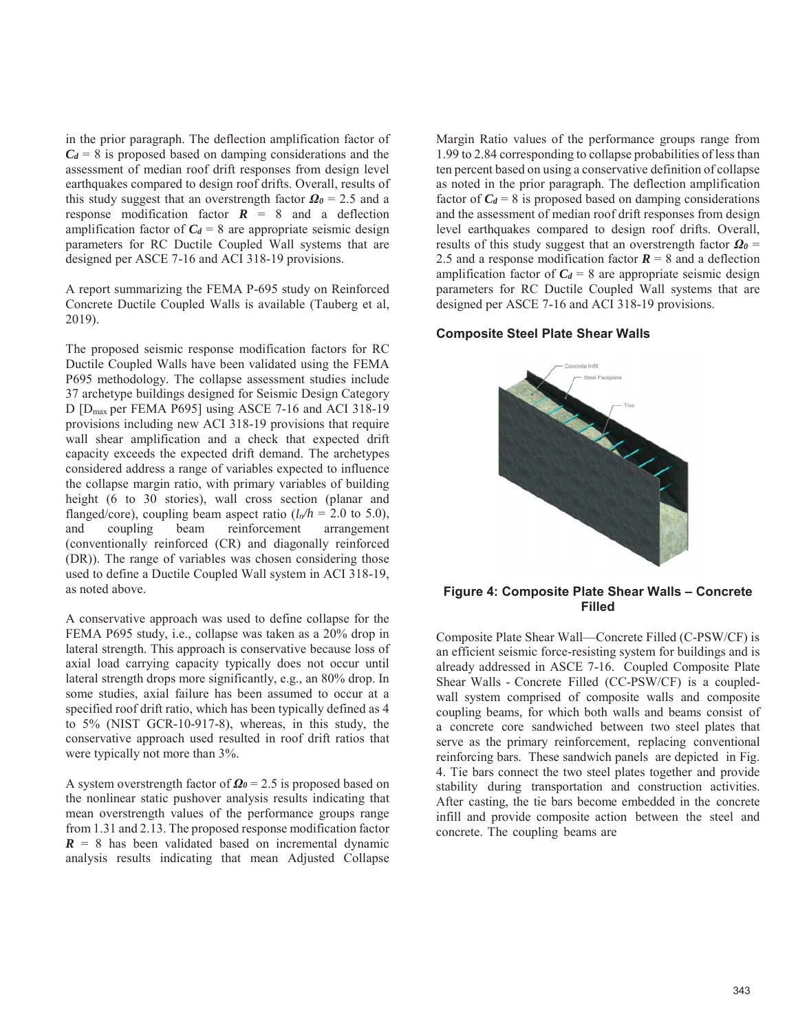in the prior paragraph. The deflection amplification factor of $C_d$ = 8 is proposed based on damping considerations and the assessment of median roof drift responses from design level earthquakes compared to design roof drifts. Overall, results of this study suggest that an overstrength factor $\Omega_0$ = 2.5 and a response modification factor $R$ = 8 and a deflection amplification factor of $C_d$ = 8 are appropriate seismic design parameters for RC Ductile Coupled Wall systems that are designed per ASCE 7-16 and ACI 318-19 provisions.

A report summarizing the FEMA P-695 study on Reinforced Concrete Ductile Coupled Walls is available (Tauberg et al, 2019).

The proposed seismic response modification factors for RC Ductile Coupled Walls have been validated using the FEMA P695 methodology. The collapse assessment studies include 37 archetype buildings designed for Seismic Design Category D [$D_{max}$ per FEMA P695] using ASCE 7-16 and ACI 318-19 provisions including new ACI 318-19 provisions that require wall shear amplification and a check that expected drift capacity exceeds the expected drift demand. The archetypes considered address a range of variables expected to influence the collapse margin ratio, with primary variables of building height (6 to 30 stories), wall cross section (planar and flanged/core), coupling beam aspect ratio ($l_n/h$ = 2.0 to 5.0), and coupling beam reinforcement arrangement (conventionally reinforced (CR) and diagonally reinforced (DR)). The range of variables was chosen considering those used to define a Ductile Coupled Wall system in ACI 318-19, as noted above.

A conservative approach was used to define collapse for the FEMA P695 study, i.e., collapse was taken as a 20% drop in lateral strength. This approach is conservative because loss of axial load carrying capacity typically does not occur until lateral strength drops more significantly, e.g., an 80% drop. In some studies, axial failure has been assumed to occur at a specified roof drift ratio, which has been typically defined as 4 to 5% (NIST GCR-10-917-8), whereas, in this study, the conservative approach used resulted in roof drift ratios that were typically not more than 3%.

A system overstrength factor of $\Omega_0$ = 2.5 is proposed based on the nonlinear static pushover analysis results indicating that mean overstrength values of the performance groups range from 1.31 and 2.13. The proposed response modification factor $R$ = 8 has been validated based on incremental dynamic analysis results indicating that mean Adjusted Collapse Margin Ratio values of the performance groups range from 1.99 to 2.84 corresponding to collapse probabilities of less than ten percent based on using a conservative definition of collapse as noted in the prior paragraph. The deflection amplification factor of $C_d$ = 8 is proposed based on damping considerations and the assessment of median roof drift responses from design level earthquakes compared to design roof drifts. Overall, results of this study suggest that an overstrength factor $\Omega_0$ = 2.5 and a response modification factor $R$ = 8 and a deflection amplification factor of $C_d$ = 8 are appropriate seismic design parameters for RC Ductile Coupled Wall systems that are designed per ASCE 7-16 and ACI 318-19 provisions.

### Composite Steel Plate Shear Walls

Concrete Infill

Steel Faceplate

Ties

**Figure 4: Composite Plate Shear Walls – Concrete Filled**

Composite Plate Shear Wall—Concrete Filled (C-PSW/CF) is an efficient seismic force-resisting system for buildings and is already addressed in ASCE 7-16. Coupled Composite Plate Shear Walls - Concrete Filled (CC-PSW/CF) is a coupled-wall system comprised of composite walls and composite coupling beams, for which both walls and beams consist of a concrete core sandwiched between two steel plates that serve as the primary reinforcement, replacing conventional reinforcing bars. These sandwich panels are depicted in Fig. 4. Tie bars connect the two steel plates together and provide stability during transportation and construction activities. After casting, the tie bars become embedded in the concrete infill and provide composite action between the steel and concrete. The coupling beams are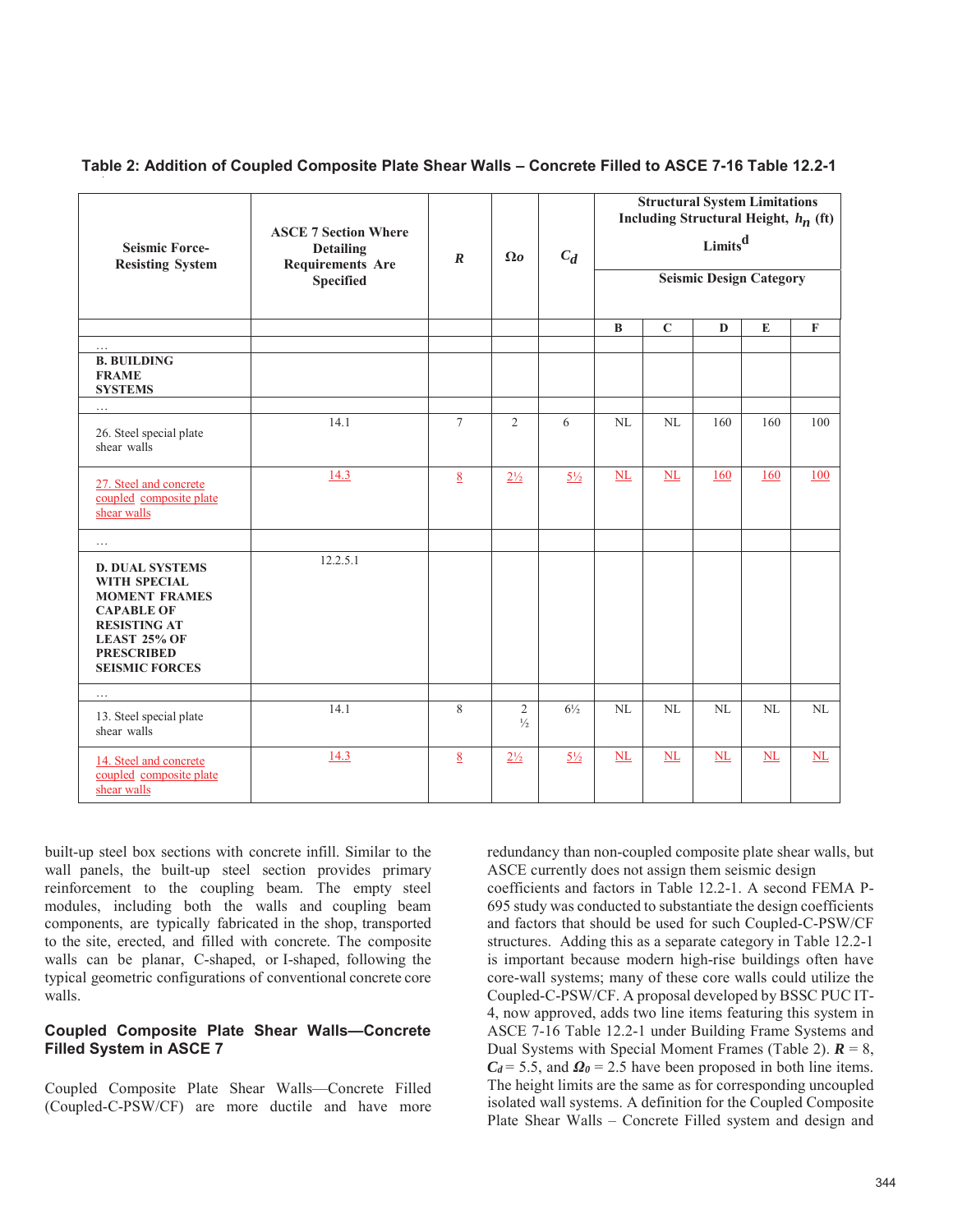**Table 2: Addition of Coupled Composite Plate Shear Walls – Concrete Filled to ASCE 7-16 Table 12.2-1**

| Seismic Force-Resisting System | ASCE 7 Section Where Detailing Requirements Are Specified | *R* | Ω*o* | $C_d$ | Structural System Limitations Including Structural Height, $h_n$ (ft) Limits[d] Seismic Design Category | | | | |
|---|---|---|---|---|---|---|---|---|---|
| | | | | | B | C | D | E | F |
| … | | | | | | | | | |
| **B. BUILDING FRAME SYSTEMS** | | | | | | | | | |
| … | | | | | | | | | |
| 26. Steel special plate shear walls | 14.1 | 7 | 2 | 6 | NL | NL | 160 | 160 | 100 |
| 27. Steel and concrete coupled composite plate shear walls | 14.3 | 8 | 2½ | 5½ | NL | NL | 160 | 160 | 100 |
| … | | | | | | | | | |
| **D. DUAL SYSTEMS WITH SPECIAL MOMENT FRAMES CAPABLE OF RESISTING AT LEAST 25% OF PRESCRIBED SEISMIC FORCES** | 12.2.5.1 | | | | | | | | |
| … | | | | | | | | | |
| 13. Steel special plate shear walls | 14.1 | 8 | 2½ | 6½ | NL | NL | NL | NL | NL |
| 14. Steel and concrete coupled composite plate shear walls | 14.3 | 8 | 2½ | 5½ | NL | NL | NL | NL | NL |

built-up steel box sections with concrete infill. Similar to the wall panels, the built-up steel section provides primary reinforcement to the coupling beam. The empty steel modules, including both the walls and coupling beam components, are typically fabricated in the shop, transported to the site, erected, and filled with concrete. The composite walls can be planar, C-shaped, or I-shaped, following the typical geometric configurations of conventional concrete core walls.

## Coupled Composite Plate Shear Walls—Concrete Filled System in ASCE 7

Coupled Composite Plate Shear Walls—Concrete Filled (Coupled-C-PSW/CF) are more ductile and have more redundancy than non-coupled composite plate shear walls, but ASCE currently does not assign them seismic design coefficients and factors in Table 12.2-1. A second FEMA P-695 study was conducted to substantiate the design coefficients and factors that should be used for such Coupled-C-PSW/CF structures. Adding this as a separate category in Table 12.2-1 is important because modern high-rise buildings often have core-wall systems; many of these core walls could utilize the Coupled-C-PSW/CF. A proposal developed by BSSC PUC IT-4, now approved, adds two line items featuring this system in ASCE 7-16 Table 12.2-1 under Building Frame Systems and Dual Systems with Special Moment Frames (Table 2). $\boldsymbol{R}$ = 8, $\boldsymbol{C_d}$ = 5.5, and $\boldsymbol{\Omega_0}$ = 2.5 have been proposed in both line items. The height limits are the same as for corresponding uncoupled isolated wall systems. A definition for the Coupled Composite Plate Shear Walls – Concrete Filled system and design and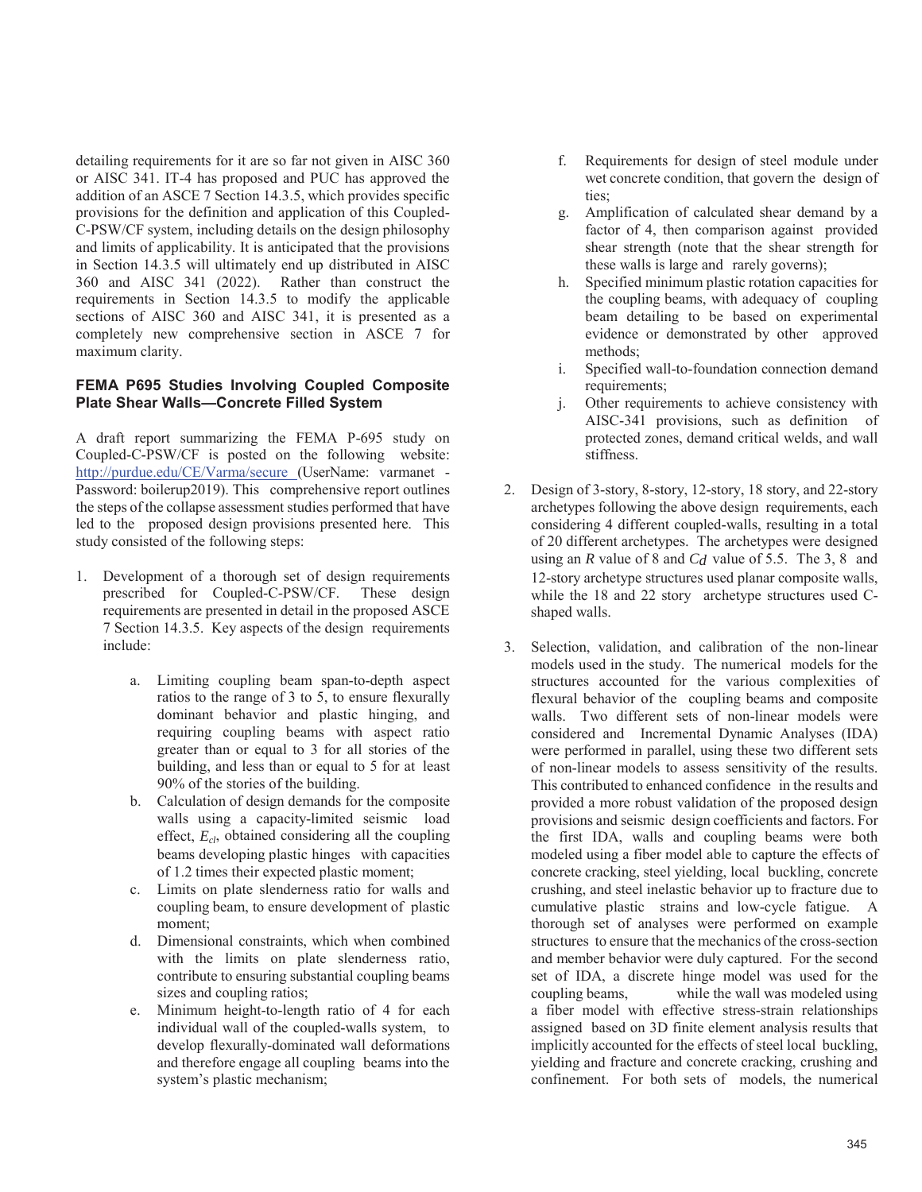detailing requirements for it are so far not given in AISC 360 or AISC 341. IT-4 has proposed and PUC has approved the addition of an ASCE 7 Section 14.3.5, which provides specific provisions for the definition and application of this Coupled-C-PSW/CF system, including details on the design philosophy and limits of applicability. It is anticipated that the provisions in Section 14.3.5 will ultimately end up distributed in AISC 360 and AISC 341 (2022). Rather than construct the requirements in Section 14.3.5 to modify the applicable sections of AISC 360 and AISC 341, it is presented as a completely new comprehensive section in ASCE 7 for maximum clarity.

## FEMA P695 Studies Involving Coupled Composite Plate Shear Walls—Concrete Filled System

A draft report summarizing the FEMA P-695 study on Coupled-C-PSW/CF is posted on the following website: http://purdue.edu/CE/Varma/secure (UserName: varmanet - Password: boilerup2019). This comprehensive report outlines the steps of the collapse assessment studies performed that have led to the proposed design provisions presented here. This study consisted of the following steps:

1. Development of a thorough set of design requirements prescribed for Coupled-C-PSW/CF. These design requirements are presented in detail in the proposed ASCE 7 Section 14.3.5. Key aspects of the design requirements include:
    a. Limiting coupling beam span-to-depth aspect ratios to the range of 3 to 5, to ensure flexurally dominant behavior and plastic hinging, and requiring coupling beams with aspect ratio greater than or equal to 3 for all stories of the building, and less than or equal to 5 for at least 90% of the stories of the building.
    b. Calculation of design demands for the composite walls using a capacity-limited seismic load effect, $E_{cl}$, obtained considering all the coupling beams developing plastic hinges with capacities of 1.2 times their expected plastic moment;
    c. Limits on plate slenderness ratio for walls and coupling beam, to ensure development of plastic moment;
    d. Dimensional constraints, which when combined with the limits on plate slenderness ratio, contribute to ensuring substantial coupling beams sizes and coupling ratios;
    e. Minimum height-to-length ratio of 4 for each individual wall of the coupled-walls system, to develop flexurally-dominated wall deformations and therefore engage all coupling beams into the system's plastic mechanism;
    f. Requirements for design of steel module under wet concrete condition, that govern the design of ties;
    g. Amplification of calculated shear demand by a factor of 4, then comparison against provided shear strength (note that the shear strength for these walls is large and rarely governs);
    h. Specified minimum plastic rotation capacities for the coupling beams, with adequacy of coupling beam detailing to be based on experimental evidence or demonstrated by other approved methods;
    i. Specified wall-to-foundation connection demand requirements;
    j. Other requirements to achieve consistency with AISC-341 provisions, such as definition of protected zones, demand critical welds, and wall stiffness.

2. Design of 3-story, 8-story, 12-story, 18 story, and 22-story archetypes following the above design requirements, each considering 4 different coupled-walls, resulting in a total of 20 different archetypes. The archetypes were designed using an *R* value of 8 and $C_d$ value of 5.5. The 3, 8 and 12-story archetype structures used planar composite walls, while the 18 and 22 story archetype structures used C-shaped walls.

3. Selection, validation, and calibration of the non-linear models used in the study. The numerical models for the structures accounted for the various complexities of flexural behavior of the coupling beams and composite walls. Two different sets of non-linear models were considered and Incremental Dynamic Analyses (IDA) were performed in parallel, using these two different sets of non-linear models to assess sensitivity of the results. This contributed to enhanced confidence in the results and provided a more robust validation of the proposed design provisions and seismic design coefficients and factors. For the first IDA, walls and coupling beams were both modeled using a fiber model able to capture the effects of concrete cracking, steel yielding, local buckling, concrete crushing, and steel inelastic behavior up to fracture due to cumulative plastic strains and low-cycle fatigue. A thorough set of analyses were performed on example structures to ensure that the mechanics of the cross-section and member behavior were duly captured. For the second set of IDA, a discrete hinge model was used for the coupling beams, while the wall was modeled using a fiber model with effective stress-strain relationships assigned based on 3D finite element analysis results that implicitly accounted for the effects of steel local buckling, yielding and fracture and concrete cracking, crushing and confinement. For both sets of models, the numerical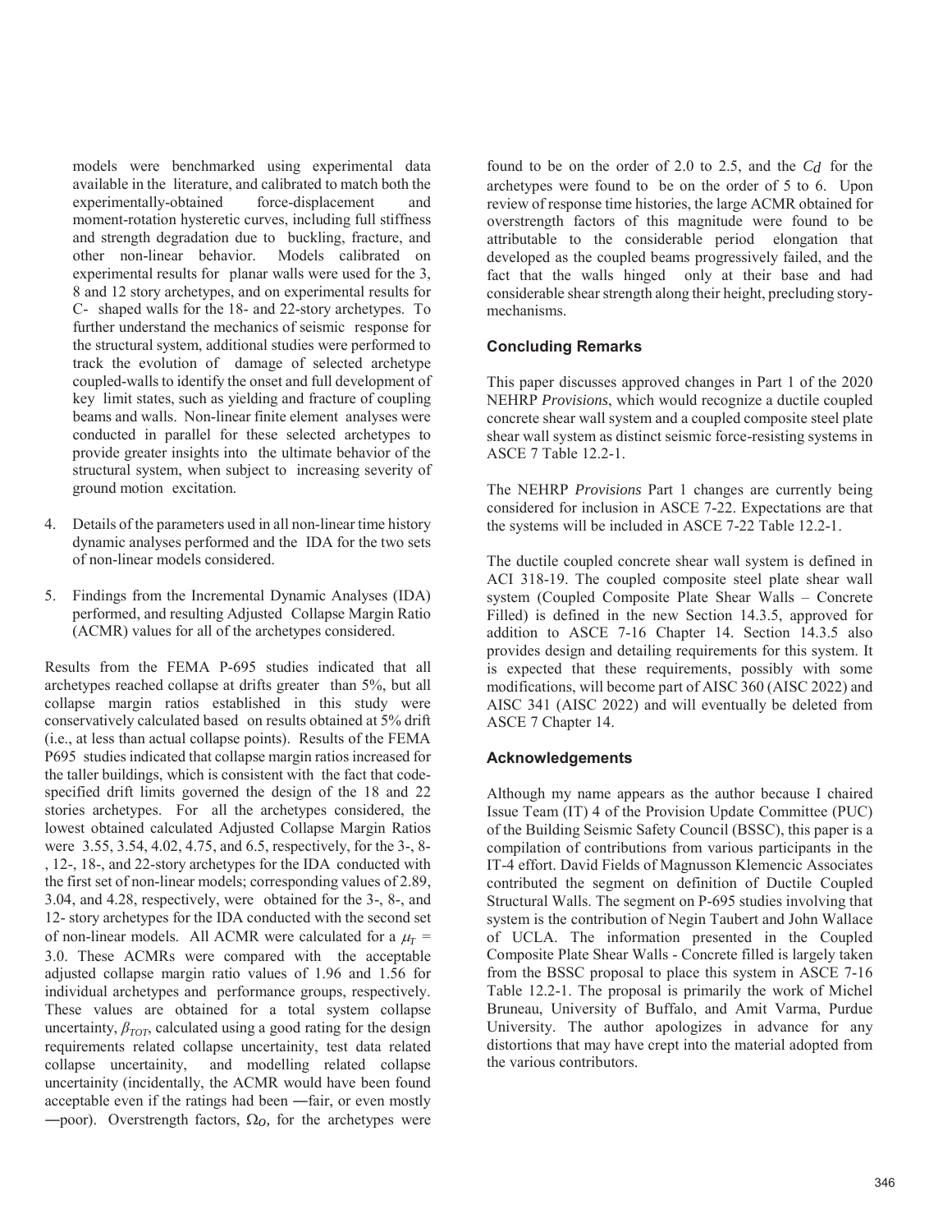models were benchmarked using experimental data available in the literature, and calibrated to match both the experimentally-obtained force-displacement and moment-rotation hysteretic curves, including full stiffness and strength degradation due to buckling, fracture, and other non-linear behavior. Models calibrated on experimental results for planar walls were used for the 3, 8 and 12 story archetypes, and on experimental results for C- shaped walls for the 18- and 22-story archetypes. To further understand the mechanics of seismic response for the structural system, additional studies were performed to track the evolution of damage of selected archetype coupled-walls to identify the onset and full development of key limit states, such as yielding and fracture of coupling beams and walls. Non-linear finite element analyses were conducted in parallel for these selected archetypes to provide greater insights into the ultimate behavior of the structural system, when subject to increasing severity of ground motion excitation.

4. Details of the parameters used in all non-linear time history dynamic analyses performed and the IDA for the two sets of non-linear models considered.

5. Findings from the Incremental Dynamic Analyses (IDA) performed, and resulting Adjusted Collapse Margin Ratio (ACMR) values for all of the archetypes considered.

Results from the FEMA P-695 studies indicated that all archetypes reached collapse at drifts greater than 5%, but all collapse margin ratios established in this study were conservatively calculated based on results obtained at 5% drift (i.e., at less than actual collapse points). Results of the FEMA P695 studies indicated that collapse margin ratios increased for the taller buildings, which is consistent with the fact that code-specified drift limits governed the design of the 18 and 22 stories archetypes. For all the archetypes considered, the lowest obtained calculated Adjusted Collapse Margin Ratios were 3.55, 3.54, 4.02, 4.75, and 6.5, respectively, for the 3-, 8-, 12-, 18-, and 22-story archetypes for the IDA conducted with the first set of non-linear models; corresponding values of 2.89, 3.04, and 4.28, respectively, were obtained for the 3-, 8-, and 12- story archetypes for the IDA conducted with the second set of non-linear models. All ACMR were calculated for a $\mu_T$ = 3.0. These ACMRs were compared with the acceptable adjusted collapse margin ratio values of 1.96 and 1.56 for individual archetypes and performance groups, respectively. These values are obtained for a total system collapse uncertainty, $\beta_{TOT}$, calculated using a good rating for the design requirements related collapse uncertainity, test data related collapse uncertainity, and modelling related collapse uncertainity (incidentally, the ACMR would have been found acceptable even if the ratings had been ―fair, or even mostly ―poor). Overstrength factors, $\Omega_O$, for the archetypes were found to be on the order of 2.0 to 2.5, and the $C_d$ for the archetypes were found to be on the order of 5 to 6. Upon review of response time histories, the large ACMR obtained for overstrength factors of this magnitude were found to be attributable to the considerable period elongation that developed as the coupled beams progressively failed, and the fact that the walls hinged only at their base and had considerable shear strength along their height, precluding story-mechanisms.

## Concluding Remarks

This paper discusses approved changes in Part 1 of the 2020 NEHRP *Provisions*, which would recognize a ductile coupled concrete shear wall system and a coupled composite steel plate shear wall system as distinct seismic force-resisting systems in ASCE 7 Table 12.2-1.

The NEHRP *Provisions* Part 1 changes are currently being considered for inclusion in ASCE 7-22. Expectations are that the systems will be included in ASCE 7-22 Table 12.2-1.

The ductile coupled concrete shear wall system is defined in ACI 318-19. The coupled composite steel plate shear wall system (Coupled Composite Plate Shear Walls – Concrete Filled) is defined in the new Section 14.3.5, approved for addition to ASCE 7-16 Chapter 14. Section 14.3.5 also provides design and detailing requirements for this system. It is expected that these requirements, possibly with some modifications, will become part of AISC 360 (AISC 2022) and AISC 341 (AISC 2022) and will eventually be deleted from ASCE 7 Chapter 14.

## Acknowledgements

Although my name appears as the author because I chaired Issue Team (IT) 4 of the Provision Update Committee (PUC) of the Building Seismic Safety Council (BSSC), this paper is a compilation of contributions from various participants in the IT-4 effort. David Fields of Magnusson Klemencic Associates contributed the segment on definition of Ductile Coupled Structural Walls. The segment on P-695 studies involving that system is the contribution of Negin Taubert and John Wallace of UCLA. The information presented in the Coupled Composite Plate Shear Walls - Concrete filled is largely taken from the BSSC proposal to place this system in ASCE 7-16 Table 12.2-1. The proposal is primarily the work of Michel Bruneau, University of Buffalo, and Amit Varma, Purdue University. The author apologizes in advance for any distortions that may have crept into the material adopted from the various contributors.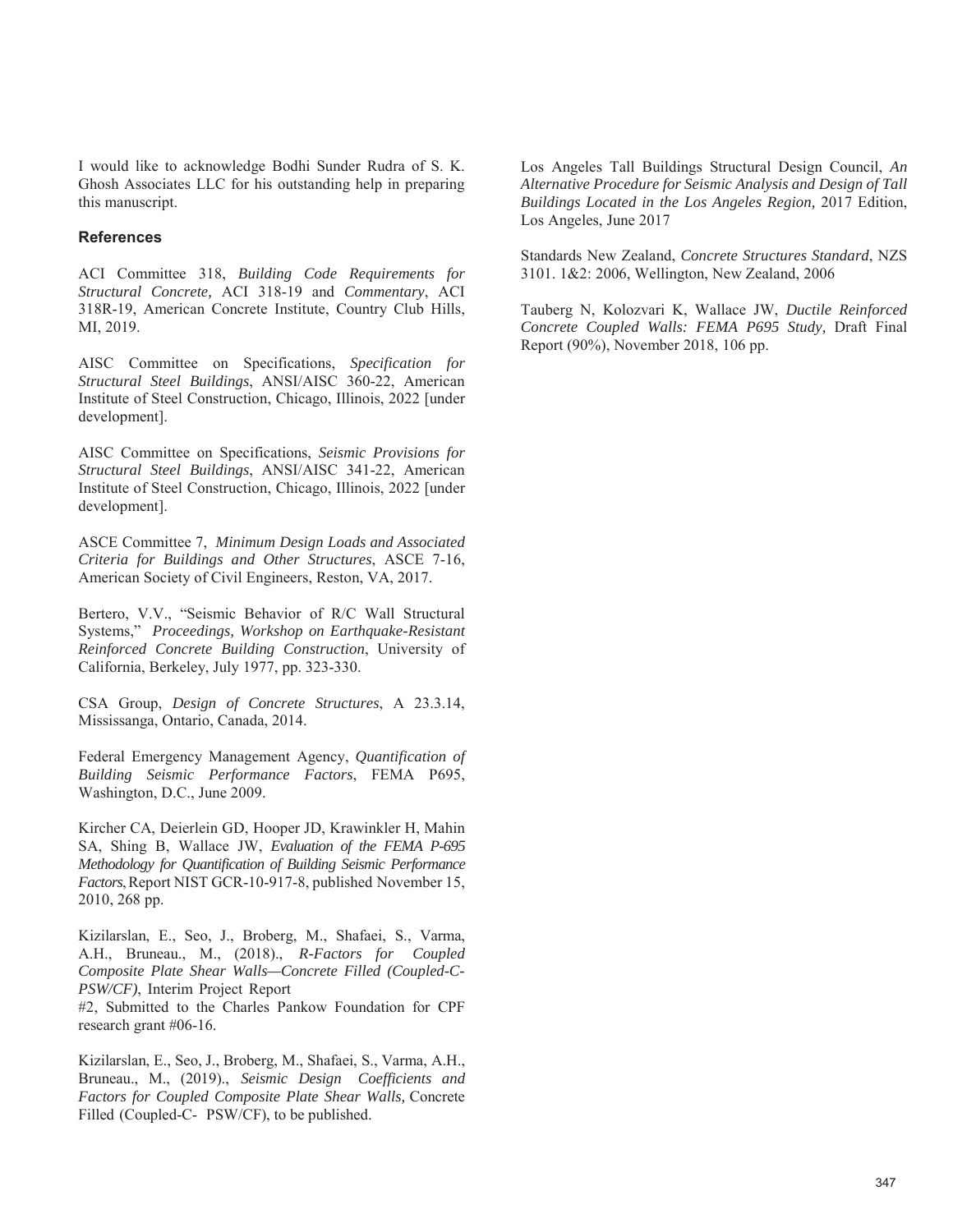I would like to acknowledge Bodhi Sunder Rudra of S. K. Ghosh Associates LLC for his outstanding help in preparing this manuscript.

### References

ACI Committee 318, *Building Code Requirements for Structural Concrete,* ACI 318-19 and *Commentary*, ACI 318R-19, American Concrete Institute, Country Club Hills, MI, 2019.

AISC Committee on Specifications, *Specification for Structural Steel Buildings*, ANSI/AISC 360-22, American Institute of Steel Construction, Chicago, Illinois, 2022 [under development].

AISC Committee on Specifications, *Seismic Provisions for Structural Steel Buildings*, ANSI/AISC 341-22, American Institute of Steel Construction, Chicago, Illinois, 2022 [under development].

ASCE Committee 7, *Minimum Design Loads and Associated Criteria for Buildings and Other Structures*, ASCE 7-16, American Society of Civil Engineers, Reston, VA, 2017.

Bertero, V.V., "Seismic Behavior of R/C Wall Structural Systems," *Proceedings, Workshop on Earthquake-Resistant Reinforced Concrete Building Construction*, University of California, Berkeley, July 1977, pp. 323-330.

CSA Group, *Design of Concrete Structures*, A 23.3.14, Mississanga, Ontario, Canada, 2014.

Federal Emergency Management Agency, *Quantification of Building Seismic Performance Factors*, FEMA P695, Washington, D.C., June 2009.

Kircher CA, Deierlein GD, Hooper JD, Krawinkler H, Mahin SA, Shing B, Wallace JW, *Evaluation of the FEMA P-695 Methodology for Quantification of Building Seismic Performance Factors*, Report NIST GCR-10-917-8, published November 15, 2010, 268 pp.

Kizilarslan, E., Seo, J., Broberg, M., Shafaei, S., Varma, A.H., Bruneau., M., (2018)., *R-Factors for Coupled Composite Plate Shear Walls—Concrete Filled (Coupled-C-PSW/CF)*, Interim Project Report #2, Submitted to the Charles Pankow Foundation for CPF research grant #06-16.

Kizilarslan, E., Seo, J., Broberg, M., Shafaei, S., Varma, A.H., Bruneau., M., (2019)., *Seismic Design Coefficients and Factors for Coupled Composite Plate Shear Walls,* Concrete Filled (Coupled-C- PSW/CF), to be published.

Los Angeles Tall Buildings Structural Design Council, *An Alternative Procedure for Seismic Analysis and Design of Tall Buildings Located in the Los Angeles Region,* 2017 Edition, Los Angeles, June 2017

Standards New Zealand, *Concrete Structures Standard*, NZS 3101. 1&2: 2006, Wellington, New Zealand, 2006

Tauberg N, Kolozvari K, Wallace JW, *Ductile Reinforced Concrete Coupled Walls: FEMA P695 Study,* Draft Final Report (90%), November 2018, 106 pp.